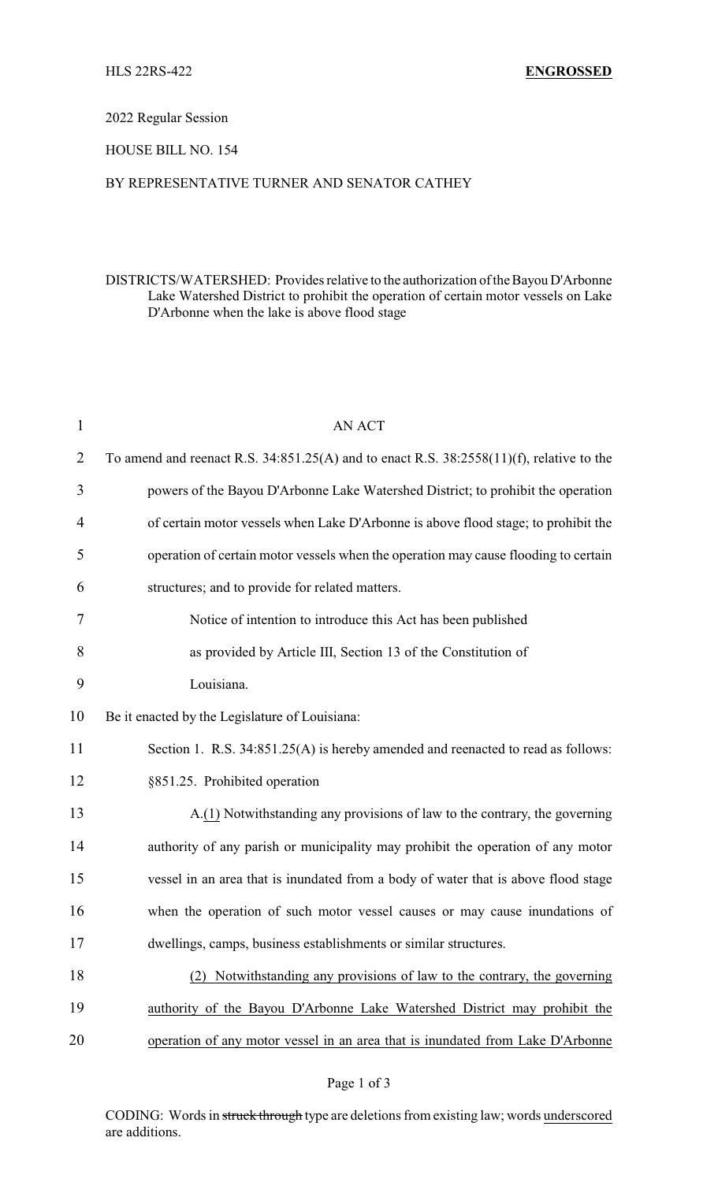HLS 22RS-422 **ENGROSSED**

2022 Regular Session

HOUSE BILL NO. 154

BY REPRESENTATIVE TURNER AND SENATOR CATHEY

DISTRICTS/WATERSHED: Provides relative to the authorization of the Bayou D'Arbonne Lake Watershed District to prohibit the operation of certain motor vessels on Lake D'Arbonne when the lake is above flood stage

AN ACT

To amend and reenact R.S. 34:851.25(A) and to enact R.S. 38:2558(11)(f), relative to the powers of the Bayou D'Arbonne Lake Watershed District; to prohibit the operation of certain motor vessels when Lake D'Arbonne is above flood stage; to prohibit the operation of certain motor vessels when the operation may cause flooding to certain structures; and to provide for related matters.

Notice of intention to introduce this Act has been published as provided by Article III, Section 13 of the Constitution of Louisiana.

Be it enacted by the Legislature of Louisiana:

Section 1. R.S. 34:851.25(A) is hereby amended and reenacted to read as follows:

§851.25. Prohibited operation

A.<u>(1)</u> Notwithstanding any provisions of law to the contrary, the governing authority of any parish or municipality may prohibit the operation of any motor vessel in an area that is inundated from a body of water that is above flood stage when the operation of such motor vessel causes or may cause inundations of dwellings, camps, business establishments or similar structures.

<u>(2) Notwithstanding any provisions of law to the contrary, the governing authority of the Bayou D'Arbonne Lake Watershed District may prohibit the operation of any motor vessel in an area that is inundated from Lake D'Arbonne</u>

CODING: Words in ~~struck through~~ type are deletions from existing law; words <u>underscored</u> are additions.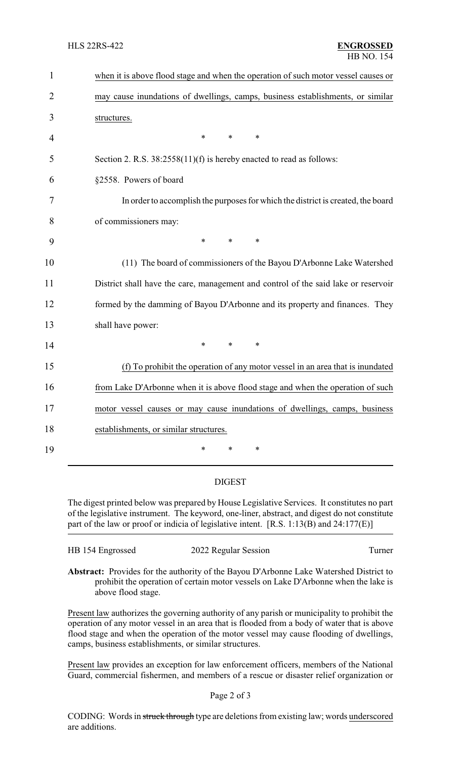<u>when it is above flood stage and when the operation of such motor vessel causes or may cause inundations of dwellings, camps, business establishments, or similar structures.</u>

\* \* \*

Section 2. R.S. 38:2558(11)(f) is hereby enacted to read as follows:

§2558. Powers of board

In order to accomplish the purposes for which the district is created, the board of commissioners may:

\* \* \*

(11) The board of commissioners of the Bayou D'Arbonne Lake Watershed District shall have the care, management and control of the said lake or reservoir formed by the damming of Bayou D'Arbonne and its property and finances. They shall have power:

\* \* \*

<u>(f) To prohibit the operation of any motor vessel in an area that is inundated from Lake D'Arbonne when it is above flood stage and when the operation of such motor vessel causes or may cause inundations of dwellings, camps, business establishments, or similar structures.</u>

\* \* \*

## DIGEST

The digest printed below was prepared by House Legislative Services. It constitutes no part of the legislative instrument. The keyword, one-liner, abstract, and digest do not constitute part of the law or proof or indicia of legislative intent. [R.S. 1:13(B) and 24:177(E)]

HB 154 Engrossed — 2022 Regular Session — Turner

**Abstract:** Provides for the authority of the Bayou D'Arbonne Lake Watershed District to prohibit the operation of certain motor vessels on Lake D'Arbonne when the lake is above flood stage.

<u>Present law</u> authorizes the governing authority of any parish or municipality to prohibit the operation of any motor vessel in an area that is flooded from a body of water that is above flood stage and when the operation of the motor vessel may cause flooding of dwellings, camps, business establishments, or similar structures.

<u>Present law</u> provides an exception for law enforcement officers, members of the National Guard, commercial fishermen, and members of a rescue or disaster relief organization or

CODING: Words in ~~struck through~~ type are deletions from existing law; words <u>underscored</u> are additions.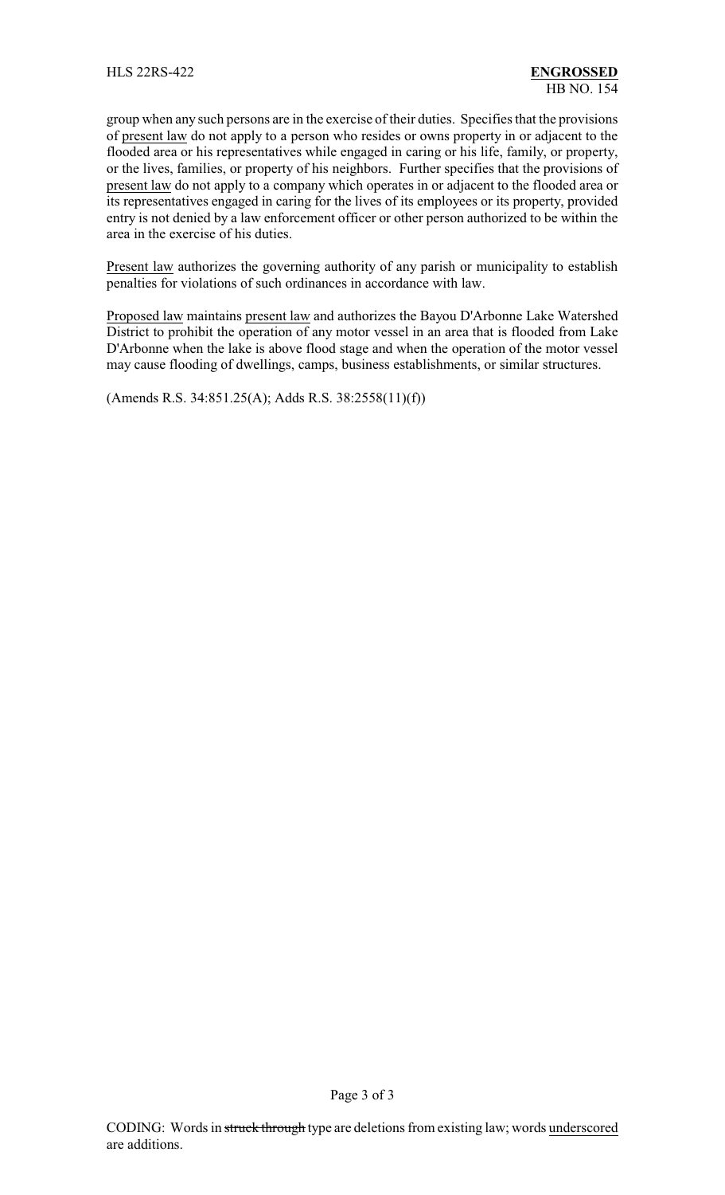group when any such persons are in the exercise of their duties. Specifies that the provisions of present law do not apply to a person who resides or owns property in or adjacent to the flooded area or his representatives while engaged in caring or his life, family, or property, or the lives, families, or property of his neighbors. Further specifies that the provisions of present law do not apply to a company which operates in or adjacent to the flooded area or its representatives engaged in caring for the lives of its employees or its property, provided entry is not denied by a law enforcement officer or other person authorized to be within the area in the exercise of his duties.

Present law authorizes the governing authority of any parish or municipality to establish penalties for violations of such ordinances in accordance with law.

Proposed law maintains present law and authorizes the Bayou D'Arbonne Lake Watershed District to prohibit the operation of any motor vessel in an area that is flooded from Lake D'Arbonne when the lake is above flood stage and when the operation of the motor vessel may cause flooding of dwellings, camps, business establishments, or similar structures.

(Amends R.S. 34:851.25(A); Adds R.S. 38:2558(11)(f))

CODING: Words in ~~struck through~~ type are deletions from existing law; words underscored are additions.